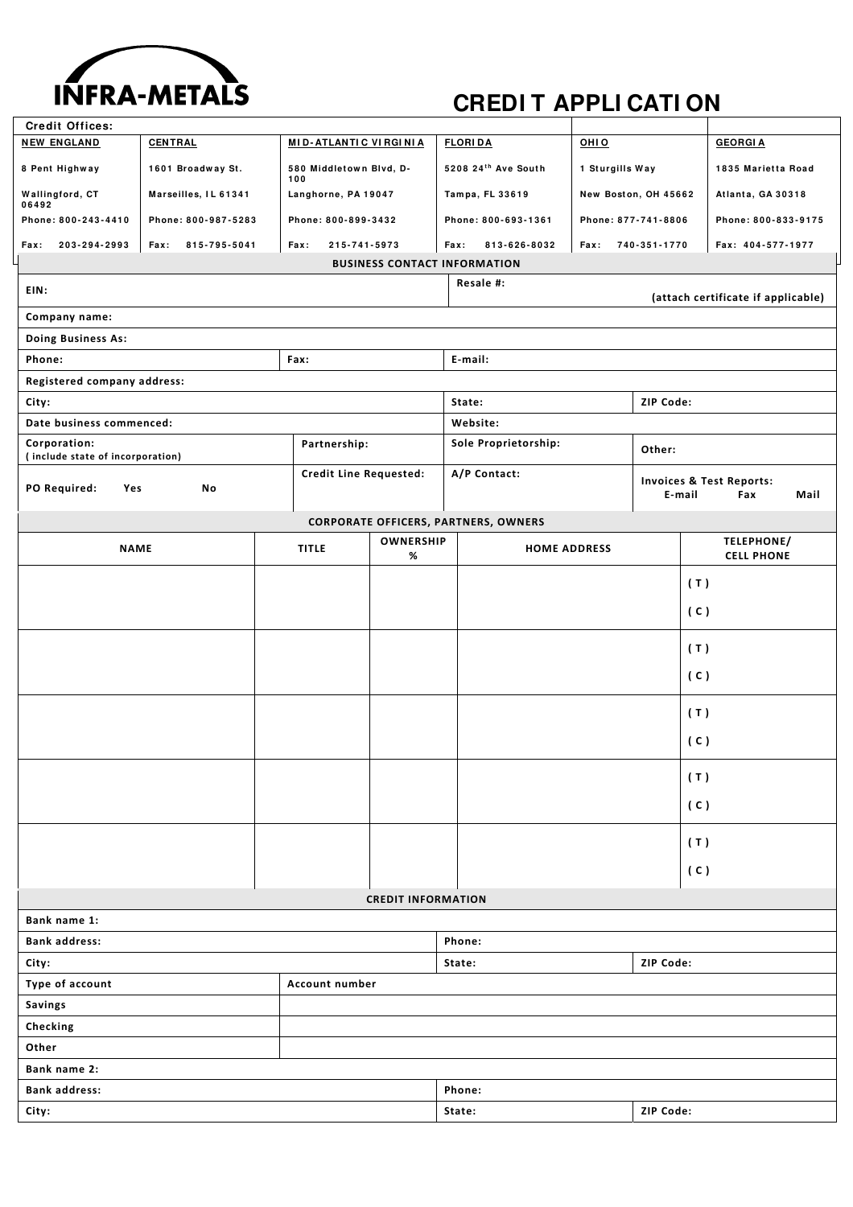INFRA-METALS

# CREDIT APPLICATION

| Credit Offices: | | | | | |
|---|---|---|---|---|---|
| NEW ENGLAND | CENTRAL | MID-ATLANTIC VIRGINIA | FLORIDA | OHIO | GEORGIA |
| 8 Pent Highway | 1601 Broadway St. | 580 Middletown Blvd, D-100 | 5208 24th Ave South | 1 Sturgills Way | 1835 Marietta Road |
| Wallingford, CT 06492 | Marseilles, IL 61341 | Langhorne, PA 19047 | Tampa, FL 33619 | New Boston, OH 45662 | Atlanta, GA 30318 |
| Phone: 800-243-4410 | Phone: 800-987-5283 | Phone: 800-899-3432 | Phone: 800-693-1361 | Phone: 877-741-8806 | Phone: 800-833-9175 |
| Fax: 203-294-2993 | Fax: 815-795-5041 | Fax: 215-741-5973 | Fax: 813-626-8032 | Fax: 740-351-1770 | Fax: 404-577-1977 |

## BUSINESS CONTACT INFORMATION

| | | | |
|---|---|---|---|
| EIN: | | Resale #: (attach certificate if applicable) | |
| Company name: | | | |
| Doing Business As: | | | |
| Phone: | Fax: | E-mail: | |
| Registered company address: | | | |
| City: | | State: | ZIP Code: |
| Date business commenced: | | Website: | |
| Corporation: (include state of incorporation) | Partnership: | Sole Proprietorship: | Other: |
| PO Required: Yes No | Credit Line Requested: | A/P Contact: | Invoices & Test Reports: E-mail Fax Mail |

## CORPORATE OFFICERS, PARTNERS, OWNERS

| NAME | TITLE | OWNERSHIP % | HOME ADDRESS | TELEPHONE/ CELL PHONE |
|---|---|---|---|---|
| | | | | (T) (C) |
| | | | | (T) (C) |
| | | | | (T) (C) |
| | | | | (T) (C) |
| | | | | (T) (C) |

## CREDIT INFORMATION

| | | | |
|---|---|---|---|
| Bank name 1: | | | |
| Bank address: | | Phone: | |
| City: | | State: | ZIP Code: |
| Type of account | Account number | | |
| Savings | | | |
| Checking | | | |
| Other | | | |
| Bank name 2: | | | |
| Bank address: | | Phone: | |
| City: | | State: | ZIP Code: |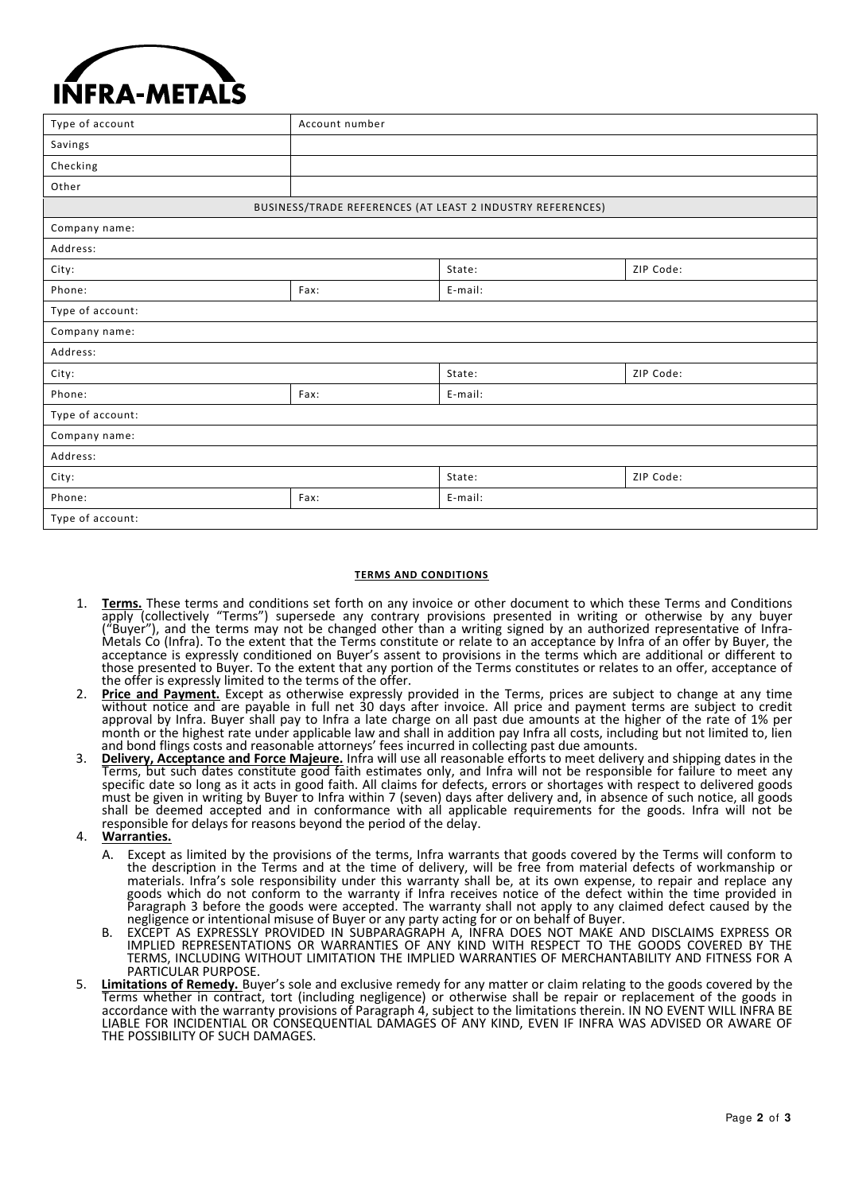# INFRA-METALS

| Type of account | Account number |
| --- | --- |
| Savings | |
| Checking | |
| Other | |

| BUSINESS/TRADE REFERENCES (AT LEAST 2 INDUSTRY REFERENCES) | | | |
| --- | --- | --- | --- |
| Company name: | | | |
| Address: | | | |
| City: | | State: | ZIP Code: |
| Phone: | Fax: | E-mail: | |
| Type of account: | | | |
| Company name: | | | |
| Address: | | | |
| City: | | State: | ZIP Code: |
| Phone: | Fax: | E-mail: | |
| Type of account: | | | |
| Company name: | | | |
| Address: | | | |
| City: | | State: | ZIP Code: |
| Phone: | Fax: | E-mail: | |
| Type of account: | | | |

## TERMS AND CONDITIONS

1. **Terms.** These terms and conditions set forth on any invoice or other document to which these Terms and Conditions apply (collectively "Terms") supersede any contrary provisions presented in writing or otherwise by any buyer ("Buyer"), and the terms may not be changed other than a writing signed by an authorized representative of Infra-Metals Co (Infra). To the extent that the Terms constitute or relate to an acceptance by Infra of an offer by Buyer, the acceptance is expressly conditioned on Buyer's assent to provisions in the terms which are additional or different to those presented to Buyer. To the extent that any portion of the Terms constitutes or relates to an offer, acceptance of the offer is expressly limited to the terms of the offer.
2. **Price and Payment.** Except as otherwise expressly provided in the Terms, prices are subject to change at any time without notice and are payable in full net 30 days after invoice. All price and payment terms are subject to credit approval by Infra. Buyer shall pay to Infra a late charge on all past due amounts at the higher of the rate of 1% per month or the highest rate under applicable law and shall in addition pay Infra all costs, including but not limited to, lien and bond flings costs and reasonable attorneys' fees incurred in collecting past due amounts.
3. **Delivery, Acceptance and Force Majeure.** Infra will use all reasonable efforts to meet delivery and shipping dates in the Terms, but such dates constitute good faith estimates only, and Infra will not be responsible for failure to meet any specific date so long as it acts in good faith. All claims for defects, errors or shortages with respect to delivered goods must be given in writing by Buyer to Infra within 7 (seven) days after delivery and, in absence of such notice, all goods shall be deemed accepted and in conformance with all applicable requirements for the goods. Infra will not be responsible for delays for reasons beyond the period of the delay.
4. **Warranties.**
   A. Except as limited by the provisions of the terms, Infra warrants that goods covered by the Terms will conform to the description in the Terms and at the time of delivery, will be free from material defects of workmanship or materials. Infra's sole responsibility under this warranty shall be, at its own expense, to repair and replace any goods which do not conform to the warranty if Infra receives notice of the defect within the time provided in Paragraph 3 before the goods were accepted. The warranty shall not apply to any claimed defect caused by the negligence or intentional misuse of Buyer or any party acting for or on behalf of Buyer.
   B. EXCEPT AS EXPRESSLY PROVIDED IN SUBPARAGRAPH A, INFRA DOES NOT MAKE AND DISCLAIMS EXPRESS OR IMPLIED REPRESENTATIONS OR WARRANTIES OF ANY KIND WITH RESPECT TO THE GOODS COVERED BY THE TERMS, INCLUDING WITHOUT LIMITATION THE IMPLIED WARRANTIES OF MERCHANTABILITY AND FITNESS FOR A PARTICULAR PURPOSE.
5. **Limitations of Remedy.** Buyer's sole and exclusive remedy for any matter or claim relating to the goods covered by the Terms whether in contract, tort (including negligence) or otherwise shall be repair or replacement of the goods in accordance with the warranty provisions of Paragraph 4, subject to the limitations therein. IN NO EVENT WILL INFRA BE LIABLE FOR INCIDENTIAL OR CONSEQUENTIAL DAMAGES OF ANY KIND, EVEN IF INFRA WAS ADVISED OR AWARE OF THE POSSIBILITY OF SUCH DAMAGES.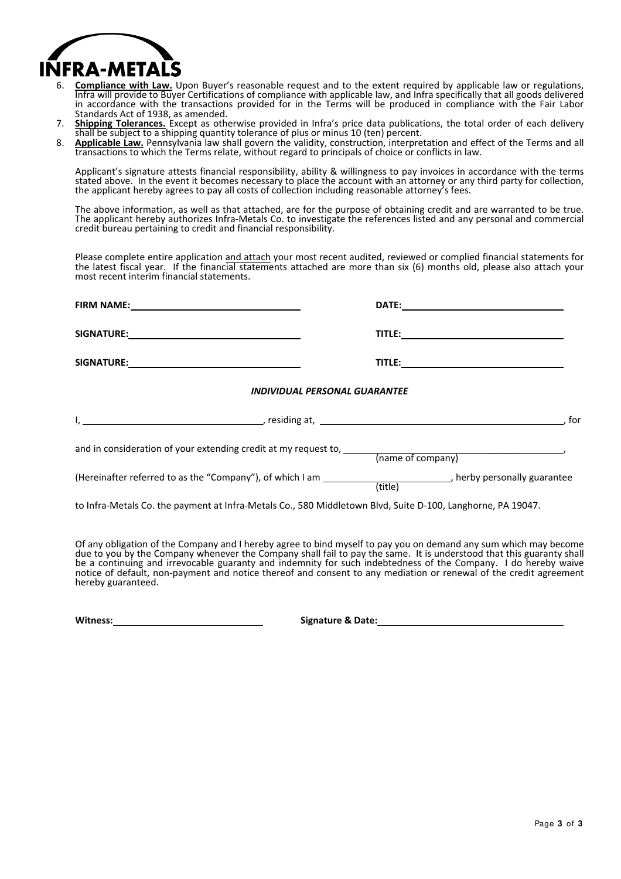6. **Compliance with Law.** Upon Buyer's reasonable request and to the extent required by applicable law or regulations, Infra will provide to Buyer Certifications of compliance with applicable law, and Infra specifically that all goods delivered in accordance with the transactions provided for in the Terms will be produced in compliance with the Fair Labor Standards Act of 1938, as amended.
7. **Shipping Tolerances.** Except as otherwise provided in Infra's price data publications, the total order of each delivery shall be subject to a shipping quantity tolerance of plus or minus 10 (ten) percent.
8. **Applicable Law.** Pennsylvania law shall govern the validity, construction, interpretation and effect of the Terms and all transactions to which the Terms relate, without regard to principals of choice or conflicts in law.

Applicant's signature attests financial responsibility, ability & willingness to pay invoices in accordance with the terms stated above. In the event it becomes necessary to place the account with an attorney or any third party for collection, the applicant hereby agrees to pay all costs of collection including reasonable attorney's fees.

The above information, as well as that attached, are for the purpose of obtaining credit and are warranted to be true. The applicant hereby authorizes Infra-Metals Co. to investigate the references listed and any personal and commercial credit bureau pertaining to credit and financial responsibility.

Please complete entire application and attach your most recent audited, reviewed or complied financial statements for the latest fiscal year. If the financial statements attached are more than six (6) months old, please also attach your most recent interim financial statements.

**FIRM NAME:** ______________________________ **DATE:** ______________________________

**SIGNATURE:** ______________________________ **TITLE:** ______________________________

**SIGNATURE:** ______________________________ **TITLE:** ______________________________

***INDIVIDUAL PERSONAL GUARANTEE***

I, ______________________________, residing at, ______________________________, for

and in consideration of your extending credit at my request to, ______________________________,
(name of company)

(Hereinafter referred to as the "Company"), of which I am ______________________, herby personally guarantee
(title)

to Infra-Metals Co. the payment at Infra-Metals Co., 580 Middletown Blvd, Suite D-100, Langhorne, PA 19047.

Of any obligation of the Company and I hereby agree to bind myself to pay you on demand any sum which may become due to you by the Company whenever the Company shall fail to pay the same. It is understood that this guaranty shall be a continuing and irrevocable guaranty and indemnity for such indebtedness of the Company. I do hereby waive notice of default, non-payment and notice thereof and consent to any mediation or renewal of the credit agreement hereby guaranteed.

**Witness:** ______________________________ **Signature & Date:** ______________________________